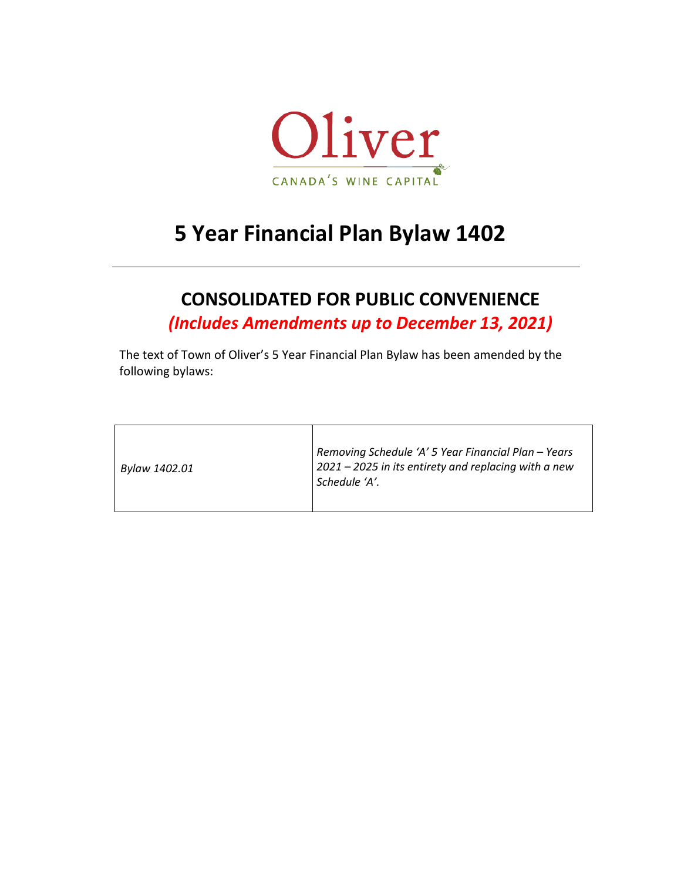Oliver

CANADA'S WINE CAPITAL

# 5 Year Financial Plan Bylaw 1402

## CONSOLIDATED FOR PUBLIC CONVENIENCE

***(Includes Amendments up to December 13, 2021)***

The text of Town of Oliver's 5 Year Financial Plan Bylaw has been amended by the following bylaws:

| | |
|---|---|
| *Bylaw 1402.01* | *Removing Schedule 'A' 5 Year Financial Plan – Years 2021 – 2025 in its entirety and replacing with a new Schedule 'A'.* |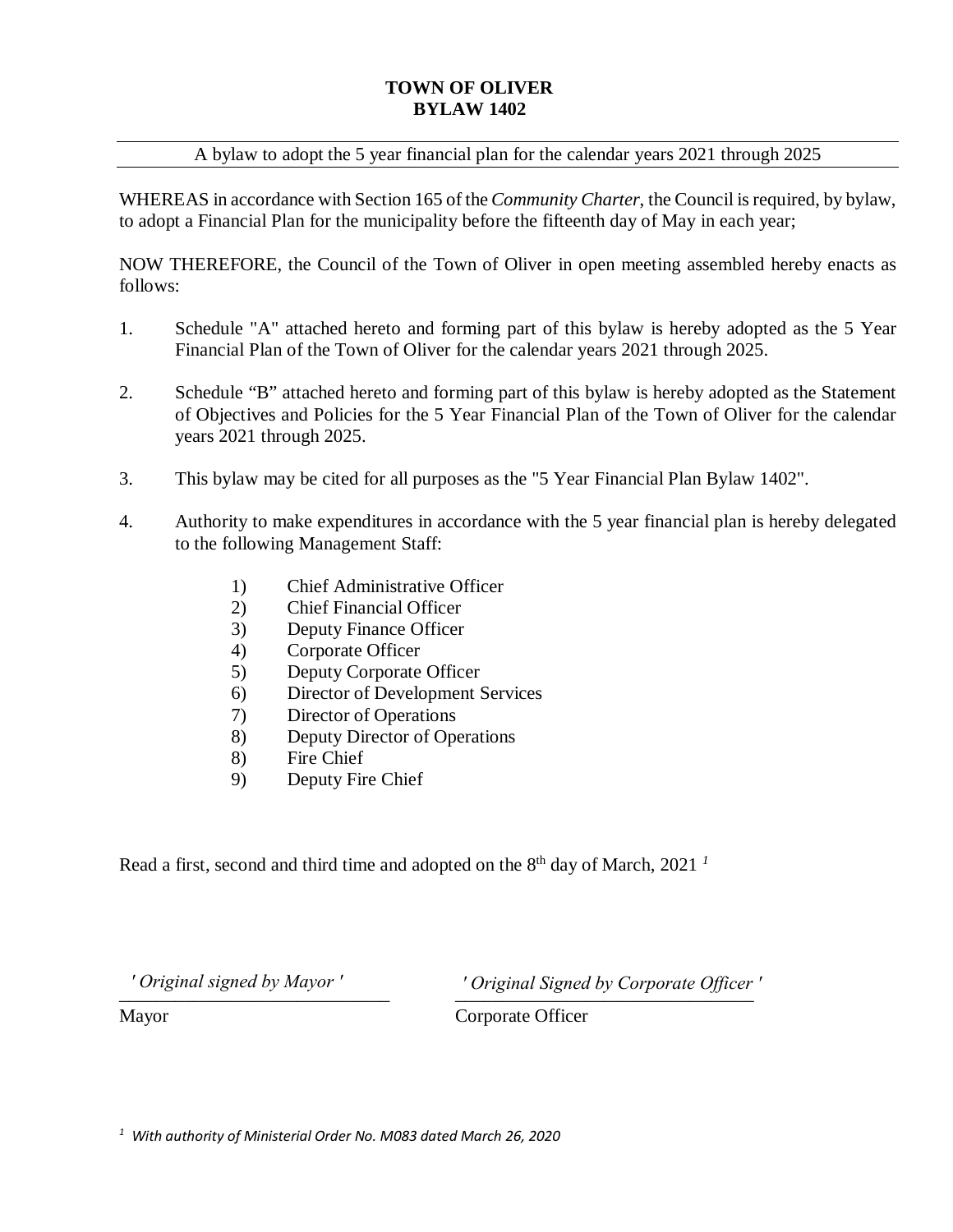# TOWN OF OLIVER
# BYLAW 1402

A bylaw to adopt the 5 year financial plan for the calendar years 2021 through 2025

WHEREAS in accordance with Section 165 of the *Community Charter*, the Council is required, by bylaw, to adopt a Financial Plan for the municipality before the fifteenth day of May in each year;

NOW THEREFORE, the Council of the Town of Oliver in open meeting assembled hereby enacts as follows:

1. Schedule "A" attached hereto and forming part of this bylaw is hereby adopted as the 5 Year Financial Plan of the Town of Oliver for the calendar years 2021 through 2025.

2. Schedule "B" attached hereto and forming part of this bylaw is hereby adopted as the Statement of Objectives and Policies for the 5 Year Financial Plan of the Town of Oliver for the calendar years 2021 through 2025.

3. This bylaw may be cited for all purposes as the "5 Year Financial Plan Bylaw 1402".

4. Authority to make expenditures in accordance with the 5 year financial plan is hereby delegated to the following Management Staff:

   1) Chief Administrative Officer
   2) Chief Financial Officer
   3) Deputy Finance Officer
   4) Corporate Officer
   5) Deputy Corporate Officer
   6) Director of Development Services
   7) Director of Operations
   8) Deputy Director of Operations
   8) Fire Chief
   9) Deputy Fire Chief

Read a first, second and third time and adopted on the 8th day of March, 2021 [1]

*' Original signed by Mayor '*
Mayor

*' Original Signed by Corporate Officer '*
Corporate Officer

[1] *With authority of Ministerial Order No. M083 dated March 26, 2020*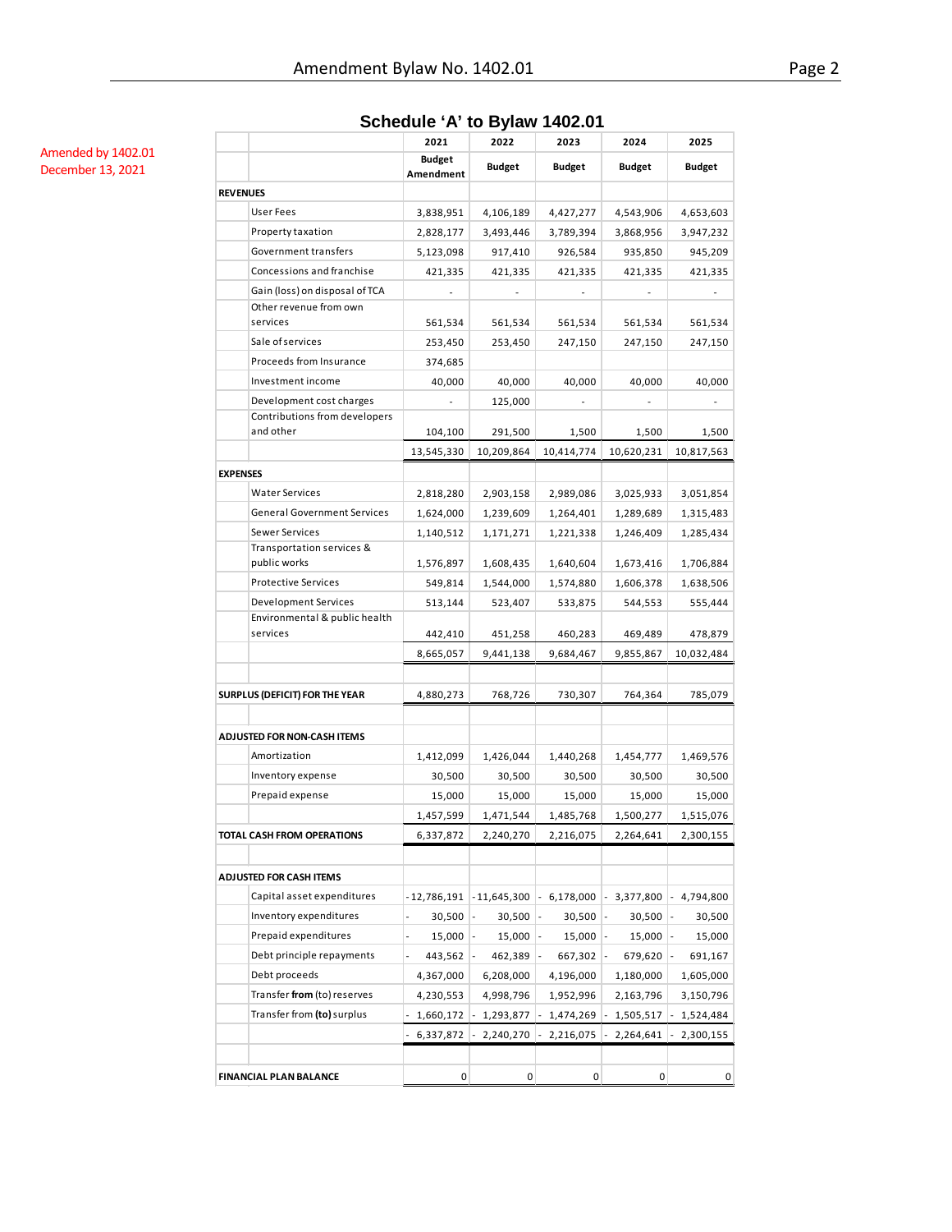Amended by 1402.01
December 13, 2021

## Schedule 'A' to Bylaw 1402.01

| | 2021 | 2022 | 2023 | 2024 | 2025 |
|---|---|---|---|---|---|
| | **Budget Amendment** | **Budget** | **Budget** | **Budget** | **Budget** |
| **REVENUES** | | | | | |
| User Fees | 3,838,951 | 4,106,189 | 4,427,277 | 4,543,906 | 4,653,603 |
| Property taxation | 2,828,177 | 3,493,446 | 3,789,394 | 3,868,956 | 3,947,232 |
| Government transfers | 5,123,098 | 917,410 | 926,584 | 935,850 | 945,209 |
| Concessions and franchise | 421,335 | 421,335 | 421,335 | 421,335 | 421,335 |
| Gain (loss) on disposal of TCA | - | - | - | - | - |
| Other revenue from own services | 561,534 | 561,534 | 561,534 | 561,534 | 561,534 |
| Sale of services | 253,450 | 253,450 | 247,150 | 247,150 | 247,150 |
| Proceeds from Insurance | 374,685 | | | | |
| Investment income | 40,000 | 40,000 | 40,000 | 40,000 | 40,000 |
| Development cost charges | - | 125,000 | - | - | - |
| Contributions from developers and other | 104,100 | 291,500 | 1,500 | 1,500 | 1,500 |
| | 13,545,330 | 10,209,864 | 10,414,774 | 10,620,231 | 10,817,563 |
| **EXPENSES** | | | | | |
| Water Services | 2,818,280 | 2,903,158 | 2,989,086 | 3,025,933 | 3,051,854 |
| General Government Services | 1,624,000 | 1,239,609 | 1,264,401 | 1,289,689 | 1,315,483 |
| Sewer Services | 1,140,512 | 1,171,271 | 1,221,338 | 1,246,409 | 1,285,434 |
| Transportation services & public works | 1,576,897 | 1,608,435 | 1,640,604 | 1,673,416 | 1,706,884 |
| Protective Services | 549,814 | 1,544,000 | 1,574,880 | 1,606,378 | 1,638,506 |
| Development Services | 513,144 | 523,407 | 533,875 | 544,553 | 555,444 |
| Environmental & public health services | 442,410 | 451,258 | 460,283 | 469,489 | 478,879 |
| | 8,665,057 | 9,441,138 | 9,684,467 | 9,855,867 | 10,032,484 |
| | | | | | |
| **SURPLUS (DEFICIT) FOR THE YEAR** | 4,880,273 | 768,726 | 730,307 | 764,364 | 785,079 |
| | | | | | |
| **ADJUSTED FOR NON-CASH ITEMS** | | | | | |
| Amortization | 1,412,099 | 1,426,044 | 1,440,268 | 1,454,777 | 1,469,576 |
| Inventory expense | 30,500 | 30,500 | 30,500 | 30,500 | 30,500 |
| Prepaid expense | 15,000 | 15,000 | 15,000 | 15,000 | 15,000 |
| | 1,457,599 | 1,471,544 | 1,485,768 | 1,500,277 | 1,515,076 |
| **TOTAL CASH FROM OPERATIONS** | 6,337,872 | 2,240,270 | 2,216,075 | 2,264,641 | 2,300,155 |
| | | | | | |
| **ADJUSTED FOR CASH ITEMS** | | | | | |
| Capital asset expenditures | -12,786,191 | -11,645,300 | - 6,178,000 | - 3,377,800 | - 4,794,800 |
| Inventory expenditures | - 30,500 | - 30,500 | - 30,500 | - 30,500 | - 30,500 |
| Prepaid expenditures | - 15,000 | - 15,000 | - 15,000 | - 15,000 | - 15,000 |
| Debt principle repayments | - 443,562 | - 462,389 | - 667,302 | - 679,620 | - 691,167 |
| Debt proceeds | 4,367,000 | 6,208,000 | 4,196,000 | 1,180,000 | 1,605,000 |
| Transfer **from** (to) reserves | 4,230,553 | 4,998,796 | 1,952,996 | 2,163,796 | 3,150,796 |
| Transfer from **(to)** surplus | - 1,660,172 | - 1,293,877 | - 1,474,269 | - 1,505,517 | - 1,524,484 |
| | - 6,337,872 | - 2,240,270 | - 2,216,075 | - 2,264,641 | - 2,300,155 |
| | | | | | |
| **FINANCIAL PLAN BALANCE** | 0 | 0 | 0 | 0 | 0 |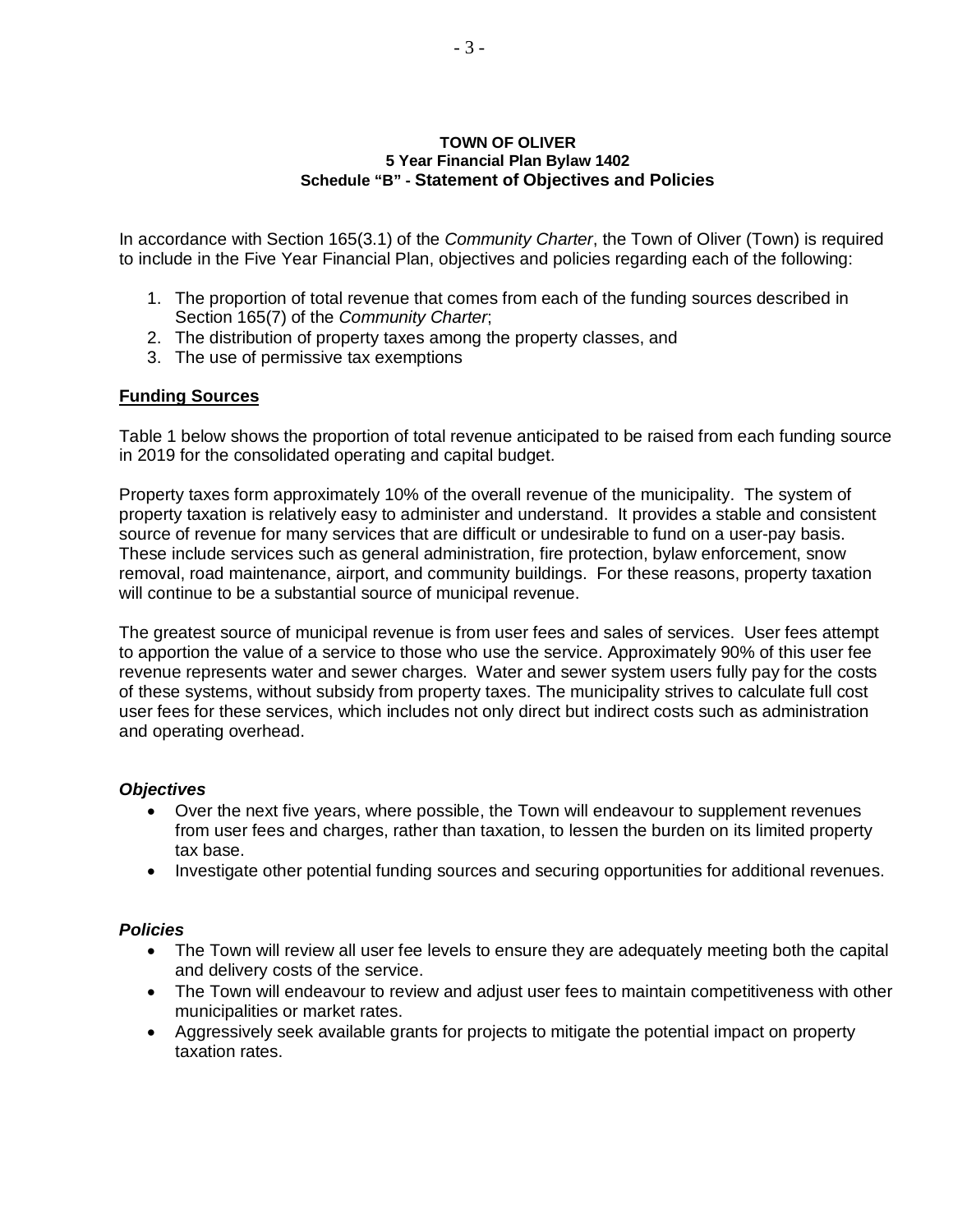**TOWN OF OLIVER**
**5 Year Financial Plan Bylaw 1402**
**Schedule "B" - Statement of Objectives and Policies**

In accordance with Section 165(3.1) of the *Community Charter*, the Town of Oliver (Town) is required to include in the Five Year Financial Plan, objectives and policies regarding each of the following:

1. The proportion of total revenue that comes from each of the funding sources described in Section 165(7) of the *Community Charter*;
2. The distribution of property taxes among the property classes, and
3. The use of permissive tax exemptions

## Funding Sources

Table 1 below shows the proportion of total revenue anticipated to be raised from each funding source in 2019 for the consolidated operating and capital budget.

Property taxes form approximately 10% of the overall revenue of the municipality. The system of property taxation is relatively easy to administer and understand. It provides a stable and consistent source of revenue for many services that are difficult or undesirable to fund on a user-pay basis. These include services such as general administration, fire protection, bylaw enforcement, snow removal, road maintenance, airport, and community buildings. For these reasons, property taxation will continue to be a substantial source of municipal revenue.

The greatest source of municipal revenue is from user fees and sales of services. User fees attempt to apportion the value of a service to those who use the service. Approximately 90% of this user fee revenue represents water and sewer charges. Water and sewer system users fully pay for the costs of these systems, without subsidy from property taxes. The municipality strives to calculate full cost user fees for these services, which includes not only direct but indirect costs such as administration and operating overhead.

### *Objectives*

- Over the next five years, where possible, the Town will endeavour to supplement revenues from user fees and charges, rather than taxation, to lessen the burden on its limited property tax base.
- Investigate other potential funding sources and securing opportunities for additional revenues.

### *Policies*

- The Town will review all user fee levels to ensure they are adequately meeting both the capital and delivery costs of the service.
- The Town will endeavour to review and adjust user fees to maintain competitiveness with other municipalities or market rates.
- Aggressively seek available grants for projects to mitigate the potential impact on property taxation rates.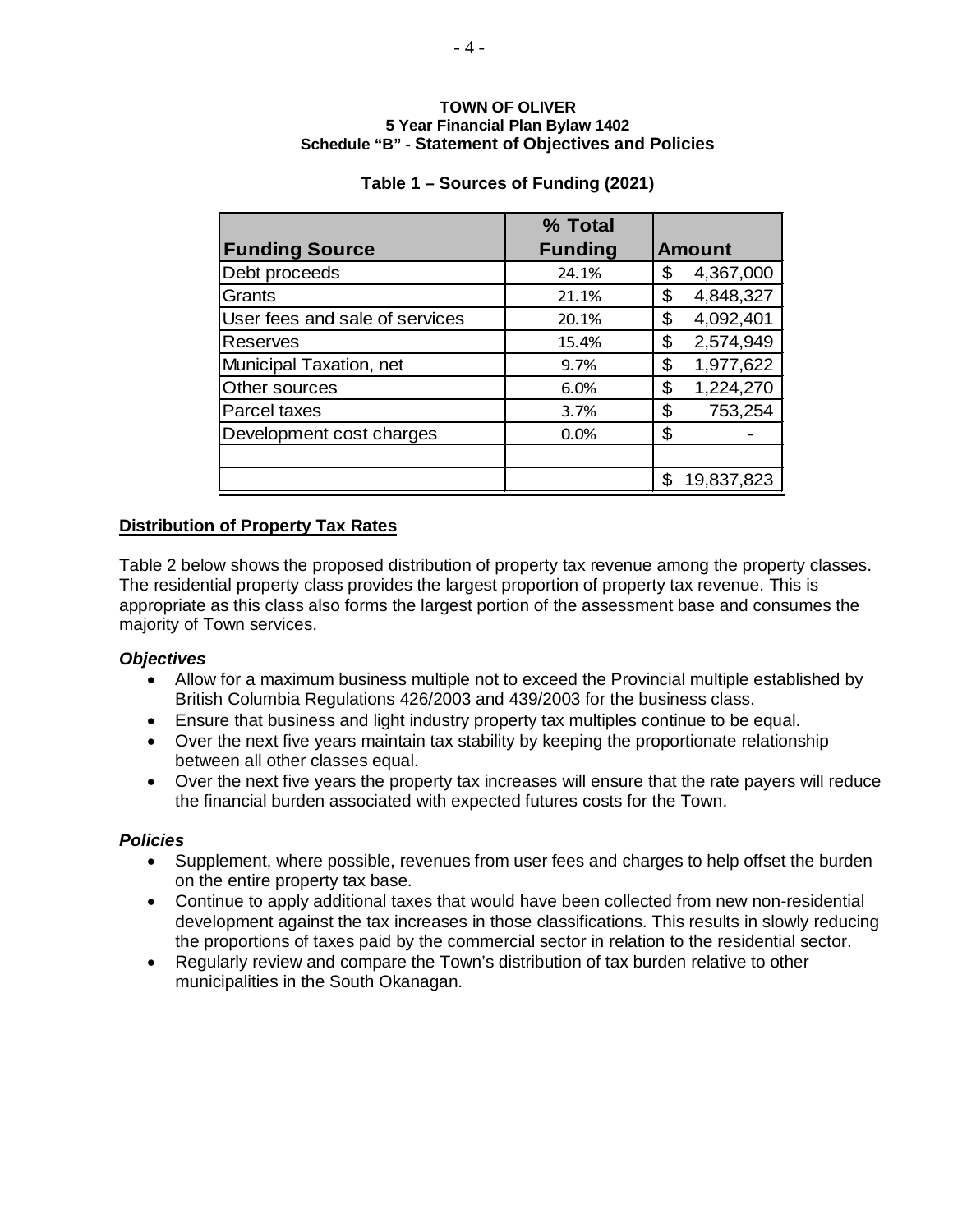**TOWN OF OLIVER**
**5 Year Financial Plan Bylaw 1402**
**Schedule "B" - Statement of Objectives and Policies**

**Table 1 – Sources of Funding (2021)**

| Funding Source | % Total Funding | Amount |
|---|---|---|
| Debt proceeds | 24.1% | $ 4,367,000 |
| Grants | 21.1% | $ 4,848,327 |
| User fees and sale of services | 20.1% | $ 4,092,401 |
| Reserves | 15.4% | $ 2,574,949 |
| Municipal Taxation, net | 9.7% | $ 1,977,622 |
| Other sources | 6.0% | $ 1,224,270 |
| Parcel taxes | 3.7% | $ 753,254 |
| Development cost charges | 0.0% | $ - |
| | | |
| | | $ 19,837,823 |

**Distribution of Property Tax Rates**

Table 2 below shows the proposed distribution of property tax revenue among the property classes. The residential property class provides the largest proportion of property tax revenue. This is appropriate as this class also forms the largest portion of the assessment base and consumes the majority of Town services.

***Objectives***

- Allow for a maximum business multiple not to exceed the Provincial multiple established by British Columbia Regulations 426/2003 and 439/2003 for the business class.
- Ensure that business and light industry property tax multiples continue to be equal.
- Over the next five years maintain tax stability by keeping the proportionate relationship between all other classes equal.
- Over the next five years the property tax increases will ensure that the rate payers will reduce the financial burden associated with expected futures costs for the Town.

***Policies***

- Supplement, where possible, revenues from user fees and charges to help offset the burden on the entire property tax base.
- Continue to apply additional taxes that would have been collected from new non-residential development against the tax increases in those classifications. This results in slowly reducing the proportions of taxes paid by the commercial sector in relation to the residential sector.
- Regularly review and compare the Town's distribution of tax burden relative to other municipalities in the South Okanagan.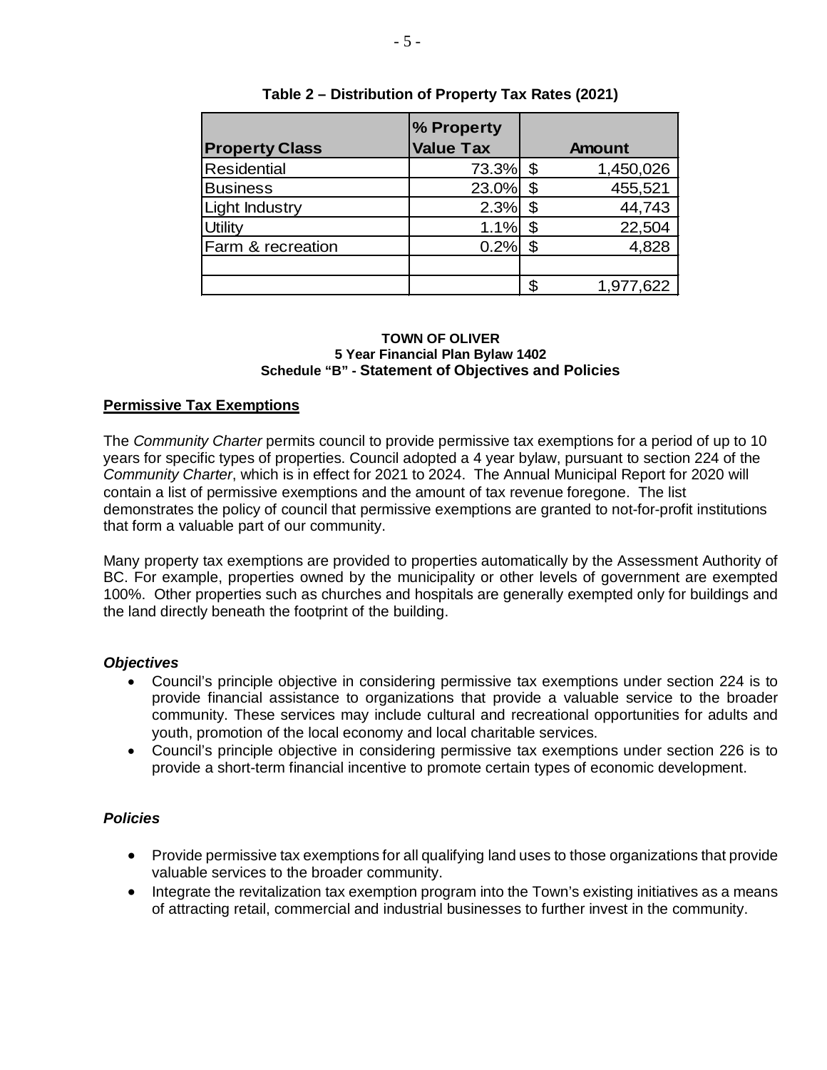**Table 2 – Distribution of Property Tax Rates (2021)**

| Property Class | % Property Value Tax | Amount |
|---|---|---|
| Residential | 73.3% | $ 1,450,026 |
| Business | 23.0% | $ 455,521 |
| Light Industry | 2.3% | $ 44,743 |
| Utility | 1.1% | $ 22,504 |
| Farm & recreation | 0.2% | $ 4,828 |
| | | |
| | | $ 1,977,622 |

**TOWN OF OLIVER**
**5 Year Financial Plan Bylaw 1402**
**Schedule "B" - Statement of Objectives and Policies**

**Permissive Tax Exemptions**

The *Community Charter* permits council to provide permissive tax exemptions for a period of up to 10 years for specific types of properties. Council adopted a 4 year bylaw, pursuant to section 224 of the *Community Charter*, which is in effect for 2021 to 2024. The Annual Municipal Report for 2020 will contain a list of permissive exemptions and the amount of tax revenue foregone. The list demonstrates the policy of council that permissive exemptions are granted to not-for-profit institutions that form a valuable part of our community.

Many property tax exemptions are provided to properties automatically by the Assessment Authority of BC. For example, properties owned by the municipality or other levels of government are exempted 100%. Other properties such as churches and hospitals are generally exempted only for buildings and the land directly beneath the footprint of the building.

***Objectives***

- Council's principle objective in considering permissive tax exemptions under section 224 is to provide financial assistance to organizations that provide a valuable service to the broader community. These services may include cultural and recreational opportunities for adults and youth, promotion of the local economy and local charitable services.
- Council's principle objective in considering permissive tax exemptions under section 226 is to provide a short-term financial incentive to promote certain types of economic development.

***Policies***

- Provide permissive tax exemptions for all qualifying land uses to those organizations that provide valuable services to the broader community.
- Integrate the revitalization tax exemption program into the Town's existing initiatives as a means of attracting retail, commercial and industrial businesses to further invest in the community.